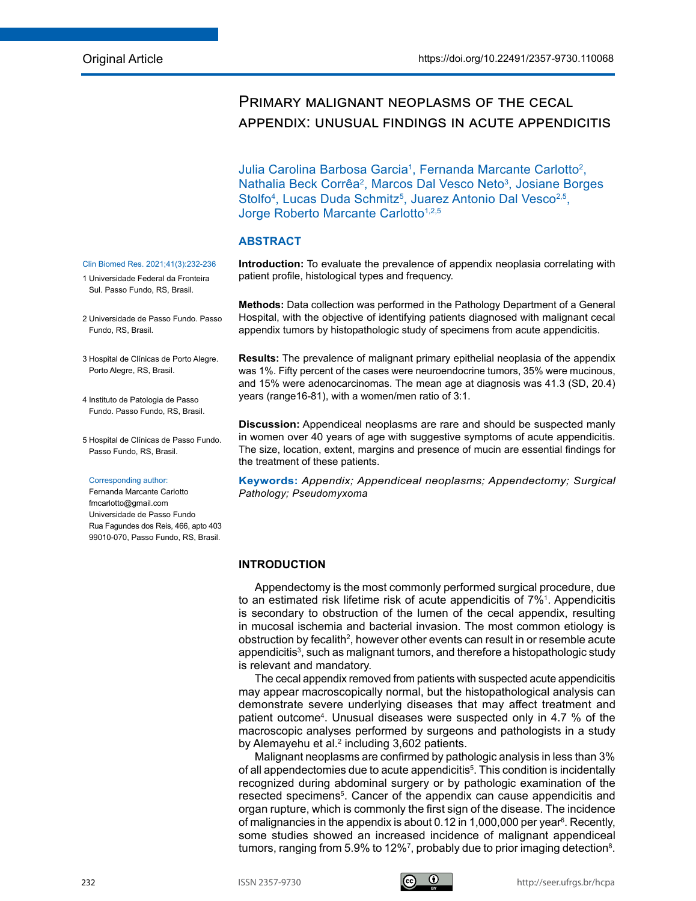Original Article

https://doi.org/10.22491/2357-9730.110068

# Primary malignant neoplasms of the cecal appendix: unusual findings in acute appendicitis

Julia Carolina Barbosa Garcia[1], Fernanda Marcante Carlotto[2], Nathalia Beck Corrêa[2], Marcos Dal Vesco Neto[3], Josiane Borges Stolfo[4], Lucas Duda Schmitz[5], Juarez Antonio Dal Vesco[2,5], Jorge Roberto Marcante Carlotto[1,2,5]

Clin Biomed Res. 2021;41(3):232-236

1 Universidade Federal da Fronteira Sul. Passo Fundo, RS, Brasil.

2 Universidade de Passo Fundo. Passo Fundo, RS, Brasil.

3 Hospital de Clínicas de Porto Alegre. Porto Alegre, RS, Brasil.

4 Instituto de Patologia de Passo Fundo. Passo Fundo, RS, Brasil.

5 Hospital de Clínicas de Passo Fundo. Passo Fundo, RS, Brasil.

Corresponding author:
Fernanda Marcante Carlotto
fmcarlotto@gmail.com
Universidade de Passo Fundo
Rua Fagundes dos Reis, 466, apto 403
99010-070, Passo Fundo, RS, Brasil.

## ABSTRACT

**Introduction:** To evaluate the prevalence of appendix neoplasia correlating with patient profile, histological types and frequency.

**Methods:** Data collection was performed in the Pathology Department of a General Hospital, with the objective of identifying patients diagnosed with malignant cecal appendix tumors by histopathologic study of specimens from acute appendicitis.

**Results:** The prevalence of malignant primary epithelial neoplasia of the appendix was 1%. Fifty percent of the cases were neuroendocrine tumors, 35% were mucinous, and 15% were adenocarcinomas. The mean age at diagnosis was 41.3 (SD, 20.4) years (range16-81), with a women/men ratio of 3:1.

**Discussion:** Appendiceal neoplasms are rare and should be suspected manly in women over 40 years of age with suggestive symptoms of acute appendicitis. The size, location, extent, margins and presence of mucin are essential findings for the treatment of these patients.

**Keywords:** *Appendix; Appendiceal neoplasms; Appendectomy; Surgical Pathology; Pseudomyxoma*

## INTRODUCTION

Appendectomy is the most commonly performed surgical procedure, due to an estimated risk lifetime risk of acute appendicitis of 7%[1]. Appendicitis is secondary to obstruction of the lumen of the cecal appendix, resulting in mucosal ischemia and bacterial invasion. The most common etiology is obstruction by fecalith[2], however other events can result in or resemble acute appendicitis[3], such as malignant tumors, and therefore a histopathologic study is relevant and mandatory.

The cecal appendix removed from patients with suspected acute appendicitis may appear macroscopically normal, but the histopathological analysis can demonstrate severe underlying diseases that may affect treatment and patient outcome[4]. Unusual diseases were suspected only in 4.7 % of the macroscopic analyses performed by surgeons and pathologists in a study by Alemayehu et al.[2] including 3,602 patients.

Malignant neoplasms are confirmed by pathologic analysis in less than 3% of all appendectomies due to acute appendicitis[5]. This condition is incidentally recognized during abdominal surgery or by pathologic examination of the resected specimens[5]. Cancer of the appendix can cause appendicitis and organ rupture, which is commonly the first sign of the disease. The incidence of malignancies in the appendix is about 0.12 in 1,000,000 per year[6]. Recently, some studies showed an increased incidence of malignant appendiceal tumors, ranging from 5.9% to 12%[7], probably due to prior imaging detection[8].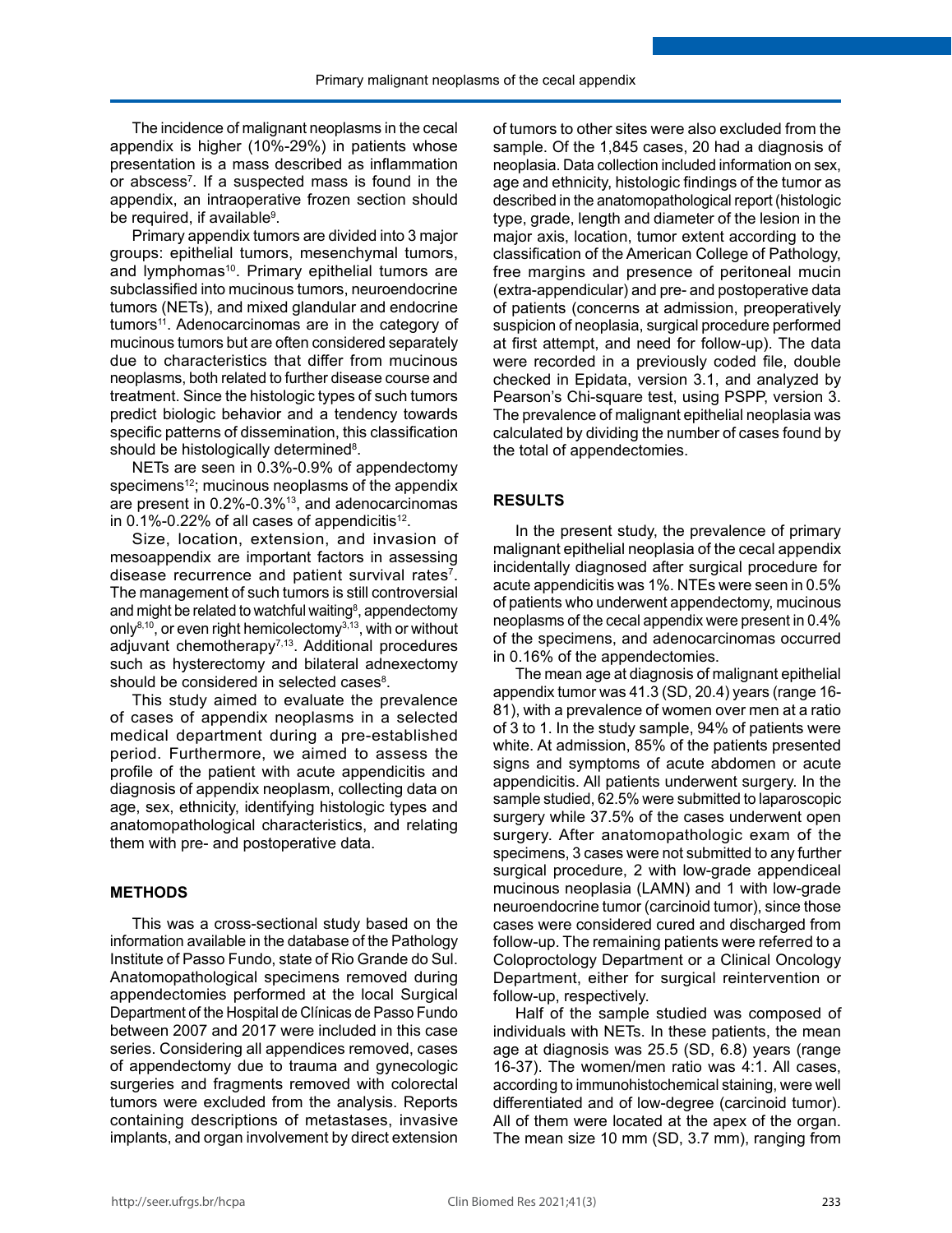The incidence of malignant neoplasms in the cecal appendix is higher (10%-29%) in patients whose presentation is a mass described as inflammation or abscess[7]. If a suspected mass is found in the appendix, an intraoperative frozen section should be required, if available[9].

Primary appendix tumors are divided into 3 major groups: epithelial tumors, mesenchymal tumors, and lymphomas[10]. Primary epithelial tumors are subclassified into mucinous tumors, neuroendocrine tumors (NETs), and mixed glandular and endocrine tumors[11]. Adenocarcinomas are in the category of mucinous tumors but are often considered separately due to characteristics that differ from mucinous neoplasms, both related to further disease course and treatment. Since the histologic types of such tumors predict biologic behavior and a tendency towards specific patterns of dissemination, this classification should be histologically determined[8].

NETs are seen in 0.3%-0.9% of appendectomy specimens[12]; mucinous neoplasms of the appendix are present in 0.2%-0.3%[13], and adenocarcinomas in 0.1%-0.22% of all cases of appendicitis[12].

Size, location, extension, and invasion of mesoappendix are important factors in assessing disease recurrence and patient survival rates[7]. The management of such tumors is still controversial and might be related to watchful waiting[8], appendectomy only[8,10], or even right hemicolectomy[3,13], with or without adjuvant chemotherapy[7,13]. Additional procedures such as hysterectomy and bilateral adnexectomy should be considered in selected cases[8].

This study aimed to evaluate the prevalence of cases of appendix neoplasms in a selected medical department during a pre-established period. Furthermore, we aimed to assess the profile of the patient with acute appendicitis and diagnosis of appendix neoplasm, collecting data on age, sex, ethnicity, identifying histologic types and anatomopathological characteristics, and relating them with pre- and postoperative data.

## METHODS

This was a cross-sectional study based on the information available in the database of the Pathology Institute of Passo Fundo, state of Rio Grande do Sul. Anatomopathological specimens removed during appendectomies performed at the local Surgical Department of the Hospital de Clínicas de Passo Fundo between 2007 and 2017 were included in this case series. Considering all appendices removed, cases of appendectomy due to trauma and gynecologic surgeries and fragments removed with colorectal tumors were excluded from the analysis. Reports containing descriptions of metastases, invasive implants, and organ involvement by direct extension of tumors to other sites were also excluded from the sample. Of the 1,845 cases, 20 had a diagnosis of neoplasia. Data collection included information on sex, age and ethnicity, histologic findings of the tumor as described in the anatomopathological report (histologic type, grade, length and diameter of the lesion in the major axis, location, tumor extent according to the classification of the American College of Pathology, free margins and presence of peritoneal mucin (extra-appendicular) and pre- and postoperative data of patients (concerns at admission, preoperatively suspicion of neoplasia, surgical procedure performed at first attempt, and need for follow-up). The data were recorded in a previously coded file, double checked in Epidata, version 3.1, and analyzed by Pearson's Chi-square test, using PSPP, version 3. The prevalence of malignant epithelial neoplasia was calculated by dividing the number of cases found by the total of appendectomies.

## RESULTS

In the present study, the prevalence of primary malignant epithelial neoplasia of the cecal appendix incidentally diagnosed after surgical procedure for acute appendicitis was 1%. NTEs were seen in 0.5% of patients who underwent appendectomy, mucinous neoplasms of the cecal appendix were present in 0.4% of the specimens, and adenocarcinomas occurred in 0.16% of the appendectomies.

The mean age at diagnosis of malignant epithelial appendix tumor was 41.3 (SD, 20.4) years (range 16-81), with a prevalence of women over men at a ratio of 3 to 1. In the study sample, 94% of patients were white. At admission, 85% of the patients presented signs and symptoms of acute abdomen or acute appendicitis. All patients underwent surgery. In the sample studied, 62.5% were submitted to laparoscopic surgery while 37.5% of the cases underwent open surgery. After anatomopathologic exam of the specimens, 3 cases were not submitted to any further surgical procedure, 2 with low-grade appendiceal mucinous neoplasia (LAMN) and 1 with low-grade neuroendocrine tumor (carcinoid tumor), since those cases were considered cured and discharged from follow-up. The remaining patients were referred to a Coloproctology Department or a Clinical Oncology Department, either for surgical reintervention or follow-up, respectively.

Half of the sample studied was composed of individuals with NETs. In these patients, the mean age at diagnosis was 25.5 (SD, 6.8) years (range 16-37). The women/men ratio was 4:1. All cases, according to immunohistochemical staining, were well differentiated and of low-degree (carcinoid tumor). All of them were located at the apex of the organ. The mean size 10 mm (SD, 3.7 mm), ranging from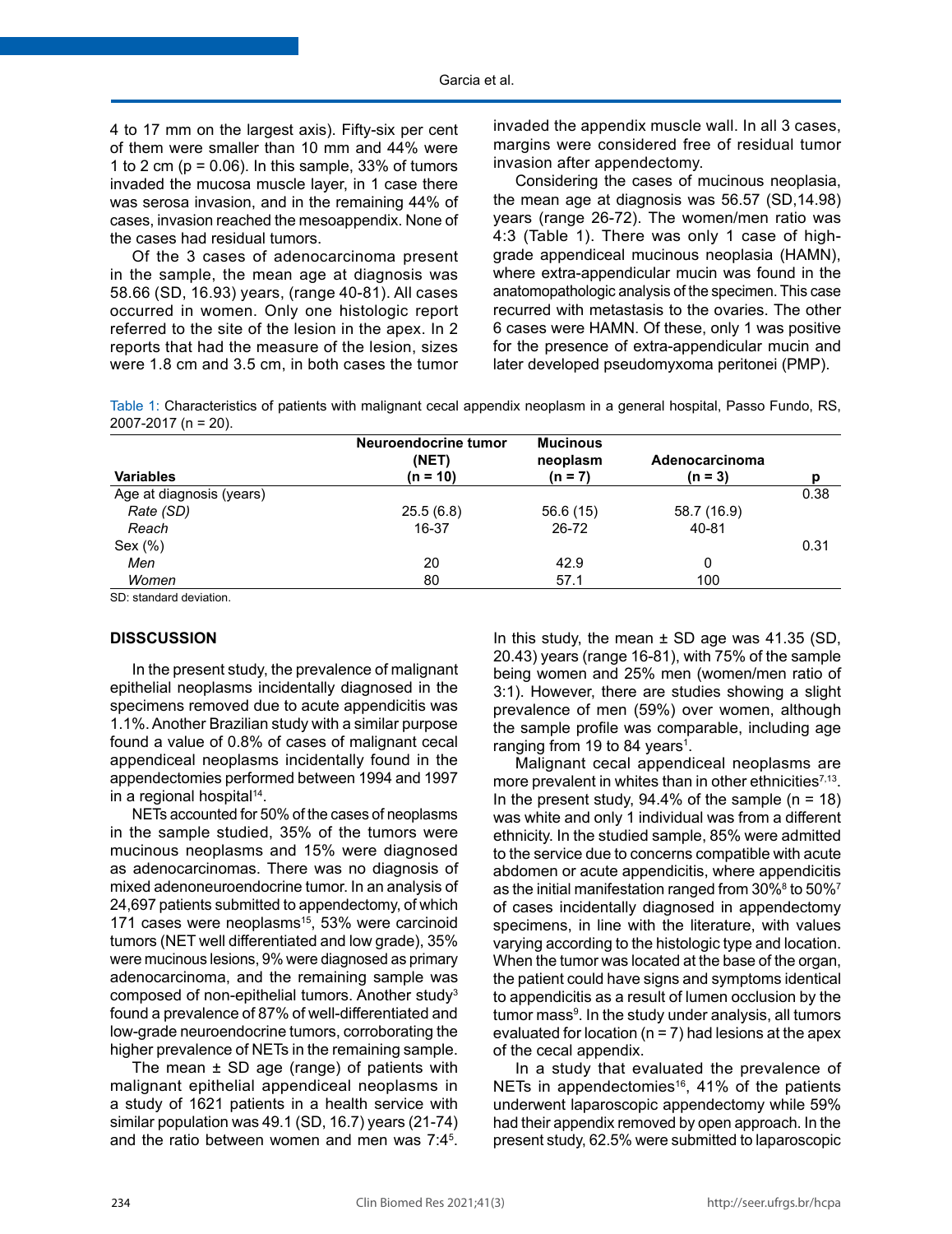4 to 17 mm on the largest axis). Fifty-six per cent of them were smaller than 10 mm and 44% were 1 to 2 cm (p = 0.06). In this sample, 33% of tumors invaded the mucosa muscle layer, in 1 case there was serosa invasion, and in the remaining 44% of cases, invasion reached the mesoappendix. None of the cases had residual tumors.

Of the 3 cases of adenocarcinoma present in the sample, the mean age at diagnosis was 58.66 (SD, 16.93) years, (range 40-81). All cases occurred in women. Only one histologic report referred to the site of the lesion in the apex. In 2 reports that had the measure of the lesion, sizes were 1.8 cm and 3.5 cm, in both cases the tumor invaded the appendix muscle wall. In all 3 cases, margins were considered free of residual tumor invasion after appendectomy.

Considering the cases of mucinous neoplasia, the mean age at diagnosis was 56.57 (SD,14.98) years (range 26-72). The women/men ratio was 4:3 (Table 1). There was only 1 case of high-grade appendiceal mucinous neoplasia (HAMN), where extra-appendicular mucin was found in the anatomopathologic analysis of the specimen. This case recurred with metastasis to the ovaries. The other 6 cases were HAMN. Of these, only 1 was positive for the presence of extra-appendicular mucin and later developed pseudomyxoma peritonei (PMP).

Table 1: Characteristics of patients with malignant cecal appendix neoplasm in a general hospital, Passo Fundo, RS, 2007-2017 (n = 20).

| Variables | Neuroendocrine tumor (NET) (n = 10) | Mucinous neoplasm (n = 7) | Adenocarcinoma (n = 3) | p |
|---|---|---|---|---|
| Age at diagnosis (years) | | | | 0.38 |
| *Rate (SD)* | 25.5 (6.8) | 56.6 (15) | 58.7 (16.9) | |
| *Reach* | 16-37 | 26-72 | 40-81 | |
| Sex (%) | | | | 0.31 |
| *Men* | 20 | 42.9 | 0 | |
| *Women* | 80 | 57.1 | 100 | |

SD: standard deviation.

## DISSCUSSION

In the present study, the prevalence of malignant epithelial neoplasms incidentally diagnosed in the specimens removed due to acute appendicitis was 1.1%. Another Brazilian study with a similar purpose found a value of 0.8% of cases of malignant cecal appendiceal neoplasms incidentally found in the appendectomies performed between 1994 and 1997 in a regional hospital[14].

NETs accounted for 50% of the cases of neoplasms in the sample studied, 35% of the tumors were mucinous neoplasms and 15% were diagnosed as adenocarcinomas. There was no diagnosis of mixed adenoneuroendocrine tumor. In an analysis of 24,697 patients submitted to appendectomy, of which 171 cases were neoplasms[15], 53% were carcinoid tumors (NET well differentiated and low grade), 35% were mucinous lesions, 9% were diagnosed as primary adenocarcinoma, and the remaining sample was composed of non-epithelial tumors. Another study[3] found a prevalence of 87% of well-differentiated and low-grade neuroendocrine tumors, corroborating the higher prevalence of NETs in the remaining sample.

The mean ± SD age (range) of patients with malignant epithelial appendiceal neoplasms in a study of 1621 patients in a health service with similar population was 49.1 (SD, 16.7) years (21-74) and the ratio between women and men was 7:4[5]. In this study, the mean ± SD age was 41.35 (SD, 20.43) years (range 16-81), with 75% of the sample being women and 25% men (women/men ratio of 3:1). However, there are studies showing a slight prevalence of men (59%) over women, although the sample profile was comparable, including age ranging from 19 to 84 years[1].

Malignant cecal appendiceal neoplasms are more prevalent in whites than in other ethnicities[7,13]. In the present study, 94.4% of the sample (n = 18) was white and only 1 individual was from a different ethnicity. In the studied sample, 85% were admitted to the service due to concerns compatible with acute abdomen or acute appendicitis, where appendicitis as the initial manifestation ranged from 30%[8] to 50%[7] of cases incidentally diagnosed in appendectomy specimens, in line with the literature, with values varying according to the histologic type and location. When the tumor was located at the base of the organ, the patient could have signs and symptoms identical to appendicitis as a result of lumen occlusion by the tumor mass[9]. In the study under analysis, all tumors evaluated for location (n = 7) had lesions at the apex of the cecal appendix.

In a study that evaluated the prevalence of NETs in appendectomies[16], 41% of the patients underwent laparoscopic appendectomy while 59% had their appendix removed by open approach. In the present study, 62.5% were submitted to laparoscopic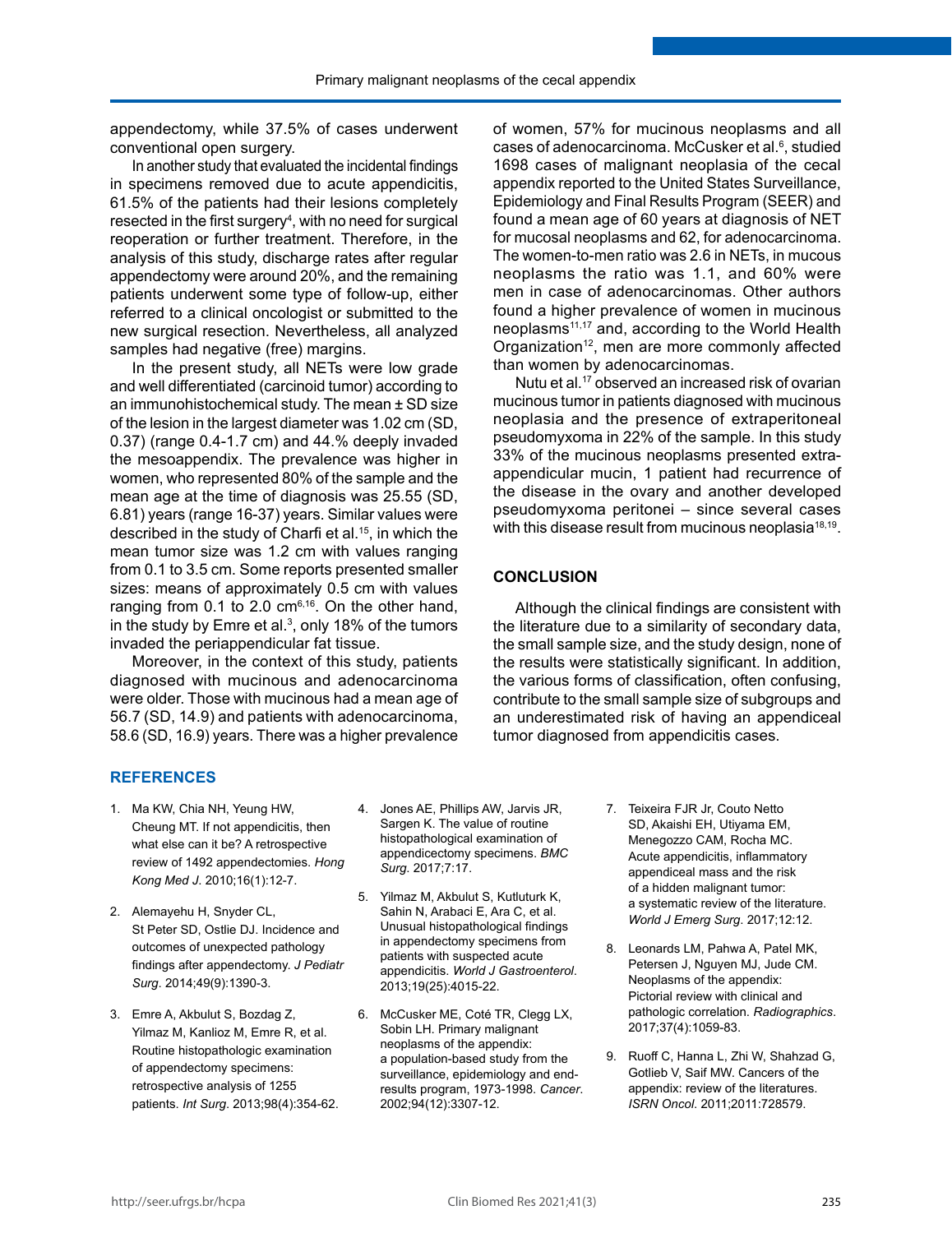appendectomy, while 37.5% of cases underwent conventional open surgery.

In another study that evaluated the incidental findings in specimens removed due to acute appendicitis, 61.5% of the patients had their lesions completely resected in the first surgery[4], with no need for surgical reoperation or further treatment. Therefore, in the analysis of this study, discharge rates after regular appendectomy were around 20%, and the remaining patients underwent some type of follow-up, either referred to a clinical oncologist or submitted to the new surgical resection. Nevertheless, all analyzed samples had negative (free) margins.

In the present study, all NETs were low grade and well differentiated (carcinoid tumor) according to an immunohistochemical study. The mean ± SD size of the lesion in the largest diameter was 1.02 cm (SD, 0.37) (range 0.4-1.7 cm) and 44.% deeply invaded the mesoappendix. The prevalence was higher in women, who represented 80% of the sample and the mean age at the time of diagnosis was 25.55 (SD, 6.81) years (range 16-37) years. Similar values were described in the study of Charfi et al.[15], in which the mean tumor size was 1.2 cm with values ranging from 0.1 to 3.5 cm. Some reports presented smaller sizes: means of approximately 0.5 cm with values ranging from 0.1 to 2.0 cm[6,16]. On the other hand, in the study by Emre et al.[3], only 18% of the tumors invaded the periappendicular fat tissue.

Moreover, in the context of this study, patients diagnosed with mucinous and adenocarcinoma were older. Those with mucinous had a mean age of 56.7 (SD, 14.9) and patients with adenocarcinoma, 58.6 (SD, 16.9) years. There was a higher prevalence of women, 57% for mucinous neoplasms and all cases of adenocarcinoma. McCusker et al.[6], studied 1698 cases of malignant neoplasia of the cecal appendix reported to the United States Surveillance, Epidemiology and Final Results Program (SEER) and found a mean age of 60 years at diagnosis of NET for mucosal neoplasms and 62, for adenocarcinoma. The women-to-men ratio was 2.6 in NETs, in mucous neoplasms the ratio was 1.1, and 60% were men in case of adenocarcinomas. Other authors found a higher prevalence of women in mucinous neoplasms[11,17] and, according to the World Health Organization[12], men are more commonly affected than women by adenocarcinomas.

Nutu et al.[17] observed an increased risk of ovarian mucinous tumor in patients diagnosed with mucinous neoplasia and the presence of extraperitoneal pseudomyxoma in 22% of the sample. In this study 33% of the mucinous neoplasms presented extra-appendicular mucin, 1 patient had recurrence of the disease in the ovary and another developed pseudomyxoma peritonei – since several cases with this disease result from mucinous neoplasia[18,19].

## CONCLUSION

Although the clinical findings are consistent with the literature due to a similarity of secondary data, the small sample size, and the study design, none of the results were statistically significant. In addition, the various forms of classification, often confusing, contribute to the small sample size of subgroups and an underestimated risk of having an appendiceal tumor diagnosed from appendicitis cases.

## REFERENCES

1. Ma KW, Chia NH, Yeung HW, Cheung MT. If not appendicitis, then what else can it be? A retrospective review of 1492 appendectomies. *Hong Kong Med J*. 2010;16(1):12-7.
2. Alemayehu H, Snyder CL, St Peter SD, Ostlie DJ. Incidence and outcomes of unexpected pathology findings after appendectomy. *J Pediatr Surg*. 2014;49(9):1390-3.
3. Emre A, Akbulut S, Bozdag Z, Yilmaz M, Kanlioz M, Emre R, et al. Routine histopathologic examination of appendectomy specimens: retrospective analysis of 1255 patients. *Int Surg*. 2013;98(4):354-62.
4. Jones AE, Phillips AW, Jarvis JR, Sargen K. The value of routine histopathological examination of appendicectomy specimens. *BMC Surg*. 2017;7:17.
5. Yilmaz M, Akbulut S, Kutluturk K, Sahin N, Arabaci E, Ara C, et al. Unusual histopathological findings in appendectomy specimens from patients with suspected acute appendicitis. *World J Gastroenterol*. 2013;19(25):4015-22.
6. McCusker ME, Coté TR, Clegg LX, Sobin LH. Primary malignant neoplasms of the appendix: a population-based study from the surveillance, epidemiology and end-results program, 1973-1998. *Cancer*. 2002;94(12):3307-12.
7. Teixeira FJR Jr, Couto Netto SD, Akaishi EH, Utiyama EM, Menegozzo CAM, Rocha MC. Acute appendicitis, inflammatory appendiceal mass and the risk of a hidden malignant tumor: a systematic review of the literature. *World J Emerg Surg*. 2017;12:12.
8. Leonards LM, Pahwa A, Patel MK, Petersen J, Nguyen MJ, Jude CM. Neoplasms of the appendix: Pictorial review with clinical and pathologic correlation. *Radiographics*. 2017;37(4):1059-83.
9. Ruoff C, Hanna L, Zhi W, Shahzad G, Gotlieb V, Saif MW. Cancers of the appendix: review of the literatures. *ISRN Oncol*. 2011;2011:728579.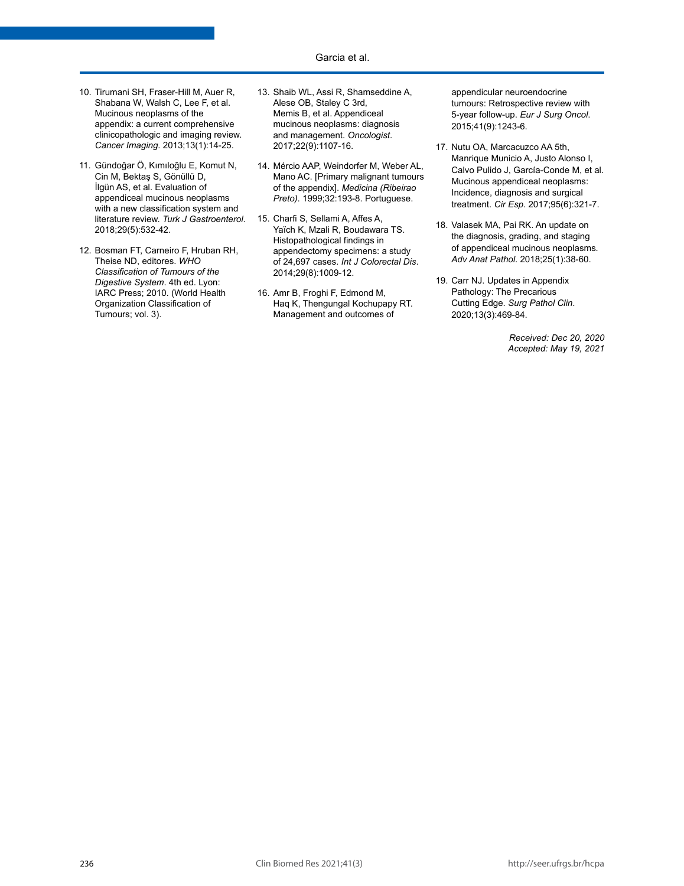10. Tirumani SH, Fraser-Hill M, Auer R, Shabana W, Walsh C, Lee F, et al. Mucinous neoplasms of the appendix: a current comprehensive clinicopathologic and imaging review. *Cancer Imaging*. 2013;13(1):14-25.

11. Gündoğar Ö, Kımıloğlu E, Komut N, Cin M, Bektaş S, Gönüllü D, İlgün AS, et al. Evaluation of appendiceal mucinous neoplasms with a new classification system and literature review. *Turk J Gastroenterol*. 2018;29(5):532-42.

12. Bosman FT, Carneiro F, Hruban RH, Theise ND, editores. *WHO Classification of Tumours of the Digestive System*. 4th ed. Lyon: IARC Press; 2010. (World Health Organization Classification of Tumours; vol. 3).

13. Shaib WL, Assi R, Shamseddine A, Alese OB, Staley C 3rd, Memis B, et al. Appendiceal mucinous neoplasms: diagnosis and management. *Oncologist*. 2017;22(9):1107-16.

14. Mércio AAP, Weindorfer M, Weber AL, Mano AC. [Primary malignant tumours of the appendix]. *Medicina (Ribeirao Preto)*. 1999;32:193-8. Portuguese.

15. Charfi S, Sellami A, Affes A, Yaïch K, Mzali R, Boudawara TS. Histopathological findings in appendectomy specimens: a study of 24,697 cases. *Int J Colorectal Dis*. 2014;29(8):1009-12.

16. Amr B, Froghi F, Edmond M, Haq K, Thengungal Kochupapy RT. Management and outcomes of appendicular neuroendocrine tumours: Retrospective review with 5-year follow-up. *Eur J Surg Oncol*. 2015;41(9):1243-6.

17. Nutu OA, Marcacuzco AA 5th, Manrique Municio A, Justo Alonso I, Calvo Pulido J, García-Conde M, et al. Mucinous appendiceal neoplasms: Incidence, diagnosis and surgical treatment. *Cir Esp*. 2017;95(6):321-7.

18. Valasek MA, Pai RK. An update on the diagnosis, grading, and staging of appendiceal mucinous neoplasms. *Adv Anat Pathol*. 2018;25(1):38-60.

19. Carr NJ. Updates in Appendix Pathology: The Precarious Cutting Edge. *Surg Pathol Clin*. 2020;13(3):469-84.

*Received: Dec 20, 2020*
*Accepted: May 19, 2021*